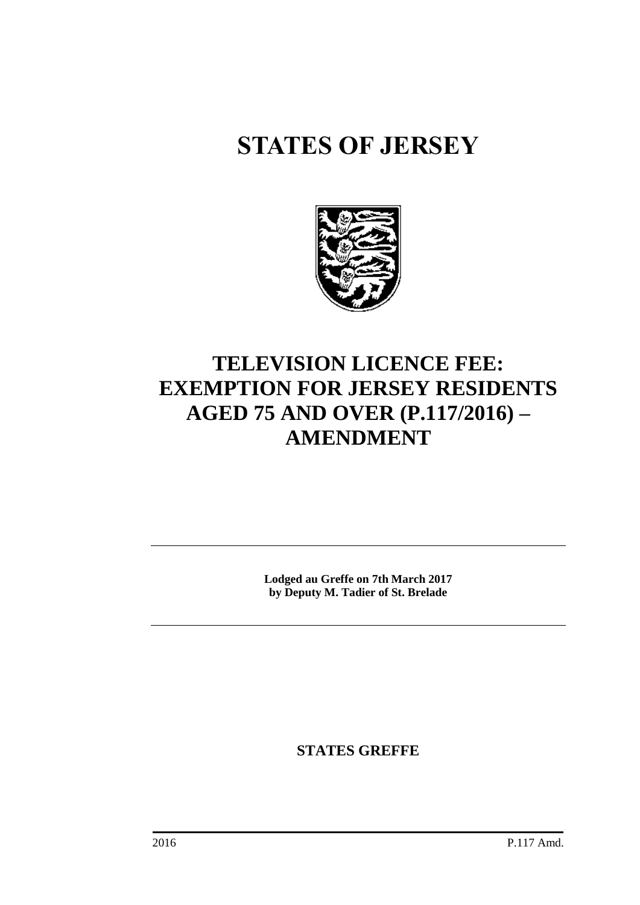# STATES OF JERSEY

## TELEVISION LICENCE FEE: EXEMPTION FOR JERSEY RESIDENTS AGED 75 AND OVER (P.117/2016) – AMENDMENT

**Lodged au Greffe on 7th March 2017**
**by Deputy M. Tadier of St. Brelade**

**STATES GREFFE**

2016 P.117 Amd.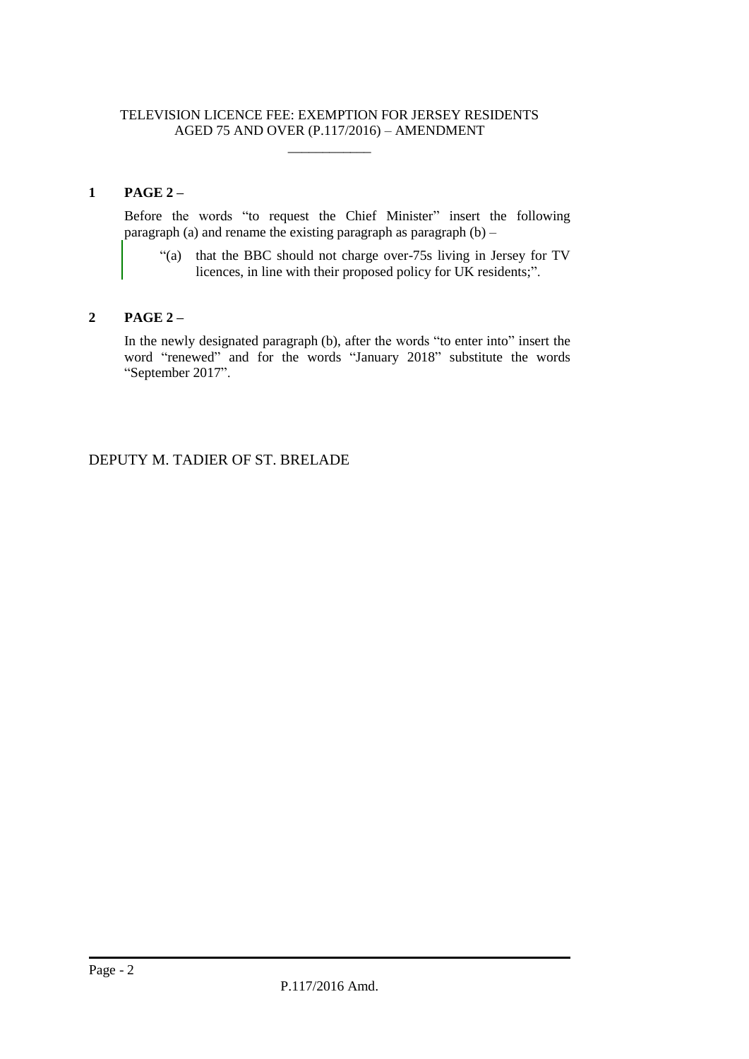TELEVISION LICENCE FEE: EXEMPTION FOR JERSEY RESIDENTS AGED 75 AND OVER (P.117/2016) – AMENDMENT

\_\_\_\_\_\_\_\_\_\_\_\_

**1 PAGE 2 –**

Before the words "to request the Chief Minister" insert the following paragraph (a) and rename the existing paragraph as paragraph (b) –

"(a) that the BBC should not charge over-75s living in Jersey for TV licences, in line with their proposed policy for UK residents;".

**2 PAGE 2 –**

In the newly designated paragraph (b), after the words "to enter into" insert the word "renewed" and for the words "January 2018" substitute the words "September 2017".

DEPUTY M. TADIER OF ST. BRELADE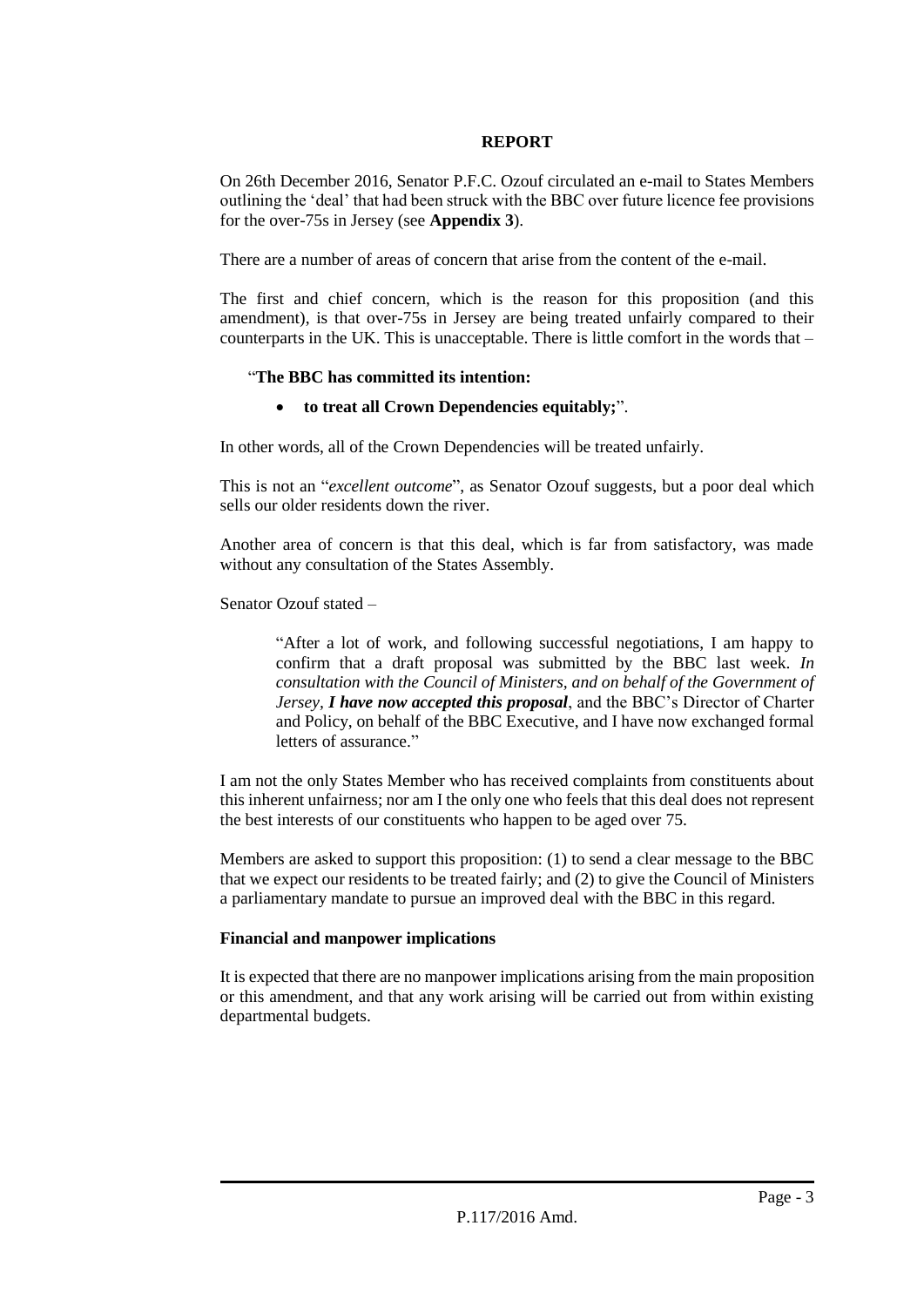**REPORT**

On 26th December 2016, Senator P.F.C. Ozouf circulated an e-mail to States Members outlining the 'deal' that had been struck with the BBC over future licence fee provisions for the over-75s in Jersey (see **Appendix 3**).

There are a number of areas of concern that arise from the content of the e-mail.

The first and chief concern, which is the reason for this proposition (and this amendment), is that over-75s in Jersey are being treated unfairly compared to their counterparts in the UK. This is unacceptable. There is little comfort in the words that –

> "**The BBC has committed its intention:**
>
> - **to treat all Crown Dependencies equitably;**".

In other words, all of the Crown Dependencies will be treated unfairly.

This is not an "*excellent outcome*", as Senator Ozouf suggests, but a poor deal which sells our older residents down the river.

Another area of concern is that this deal, which is far from satisfactory, was made without any consultation of the States Assembly.

Senator Ozouf stated –

> "After a lot of work, and following successful negotiations, I am happy to confirm that a draft proposal was submitted by the BBC last week. *In consultation with the Council of Ministers, and on behalf of the Government of Jersey, **I have now accepted this proposal***, and the BBC's Director of Charter and Policy, on behalf of the BBC Executive, and I have now exchanged formal letters of assurance."

I am not the only States Member who has received complaints from constituents about this inherent unfairness; nor am I the only one who feels that this deal does not represent the best interests of our constituents who happen to be aged over 75.

Members are asked to support this proposition: (1) to send a clear message to the BBC that we expect our residents to be treated fairly; and (2) to give the Council of Ministers a parliamentary mandate to pursue an improved deal with the BBC in this regard.

**Financial and manpower implications**

It is expected that there are no manpower implications arising from the main proposition or this amendment, and that any work arising will be carried out from within existing departmental budgets.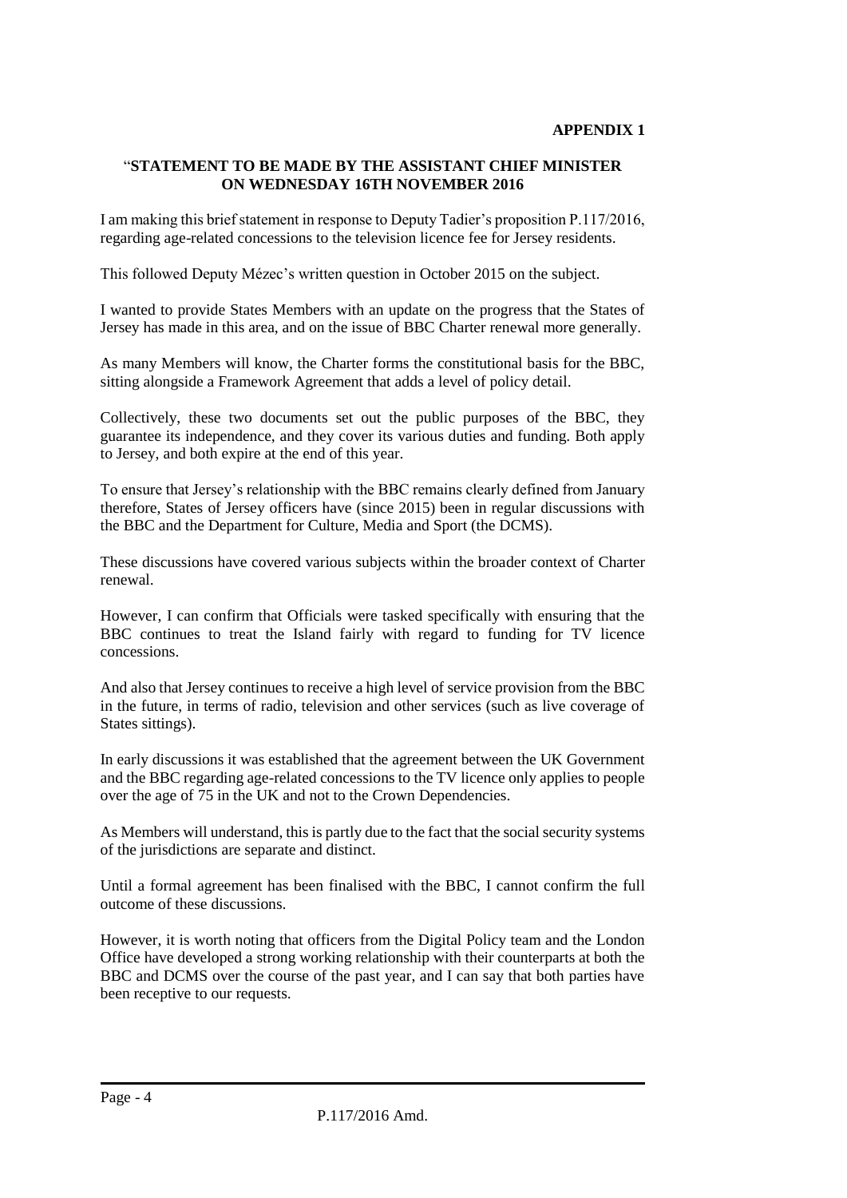**APPENDIX 1**

"**STATEMENT TO BE MADE BY THE ASSISTANT CHIEF MINISTER ON WEDNESDAY 16TH NOVEMBER 2016**

I am making this brief statement in response to Deputy Tadier's proposition P.117/2016, regarding age-related concessions to the television licence fee for Jersey residents.

This followed Deputy Mézec's written question in October 2015 on the subject.

I wanted to provide States Members with an update on the progress that the States of Jersey has made in this area, and on the issue of BBC Charter renewal more generally.

As many Members will know, the Charter forms the constitutional basis for the BBC, sitting alongside a Framework Agreement that adds a level of policy detail.

Collectively, these two documents set out the public purposes of the BBC, they guarantee its independence, and they cover its various duties and funding. Both apply to Jersey, and both expire at the end of this year.

To ensure that Jersey's relationship with the BBC remains clearly defined from January therefore, States of Jersey officers have (since 2015) been in regular discussions with the BBC and the Department for Culture, Media and Sport (the DCMS).

These discussions have covered various subjects within the broader context of Charter renewal.

However, I can confirm that Officials were tasked specifically with ensuring that the BBC continues to treat the Island fairly with regard to funding for TV licence concessions.

And also that Jersey continues to receive a high level of service provision from the BBC in the future, in terms of radio, television and other services (such as live coverage of States sittings).

In early discussions it was established that the agreement between the UK Government and the BBC regarding age-related concessions to the TV licence only applies to people over the age of 75 in the UK and not to the Crown Dependencies.

As Members will understand, this is partly due to the fact that the social security systems of the jurisdictions are separate and distinct.

Until a formal agreement has been finalised with the BBC, I cannot confirm the full outcome of these discussions.

However, it is worth noting that officers from the Digital Policy team and the London Office have developed a strong working relationship with their counterparts at both the BBC and DCMS over the course of the past year, and I can say that both parties have been receptive to our requests.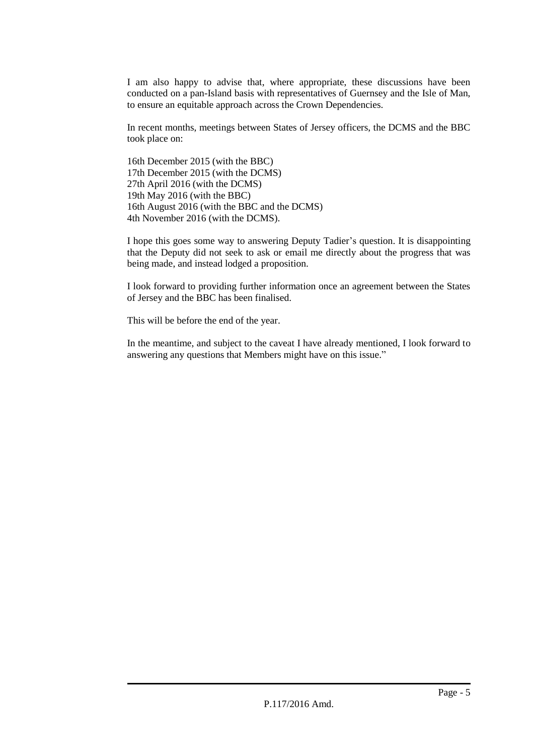I am also happy to advise that, where appropriate, these discussions have been conducted on a pan-Island basis with representatives of Guernsey and the Isle of Man, to ensure an equitable approach across the Crown Dependencies.

In recent months, meetings between States of Jersey officers, the DCMS and the BBC took place on:

16th December 2015 (with the BBC)
17th December 2015 (with the DCMS)
27th April 2016 (with the DCMS)
19th May 2016 (with the BBC)
16th August 2016 (with the BBC and the DCMS)
4th November 2016 (with the DCMS).

I hope this goes some way to answering Deputy Tadier's question. It is disappointing that the Deputy did not seek to ask or email me directly about the progress that was being made, and instead lodged a proposition.

I look forward to providing further information once an agreement between the States of Jersey and the BBC has been finalised.

This will be before the end of the year.

In the meantime, and subject to the caveat I have already mentioned, I look forward to answering any questions that Members might have on this issue."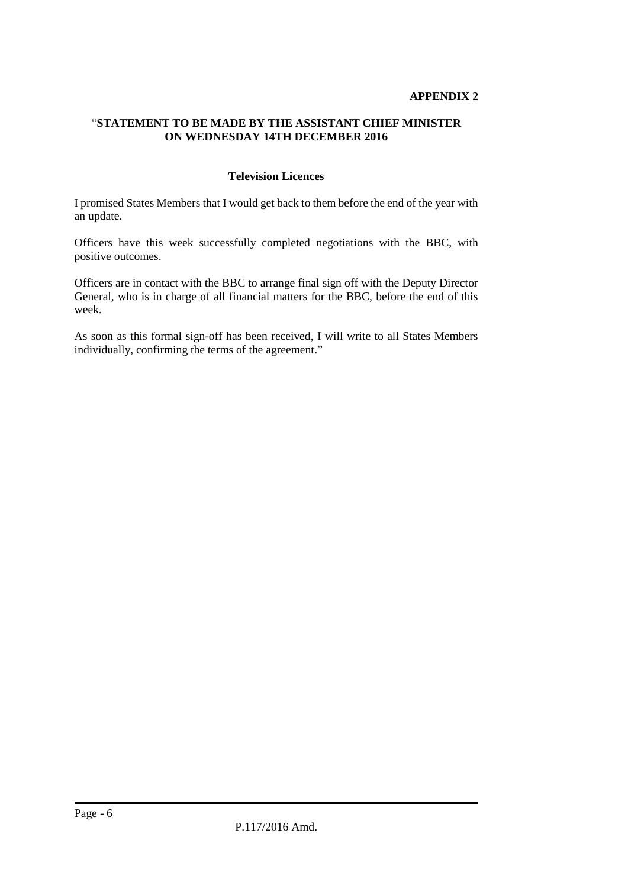**APPENDIX 2**

**"STATEMENT TO BE MADE BY THE ASSISTANT CHIEF MINISTER ON WEDNESDAY 14TH DECEMBER 2016**

**Television Licences**

I promised States Members that I would get back to them before the end of the year with an update.

Officers have this week successfully completed negotiations with the BBC, with positive outcomes.

Officers are in contact with the BBC to arrange final sign off with the Deputy Director General, who is in charge of all financial matters for the BBC, before the end of this week.

As soon as this formal sign-off has been received, I will write to all States Members individually, confirming the terms of the agreement."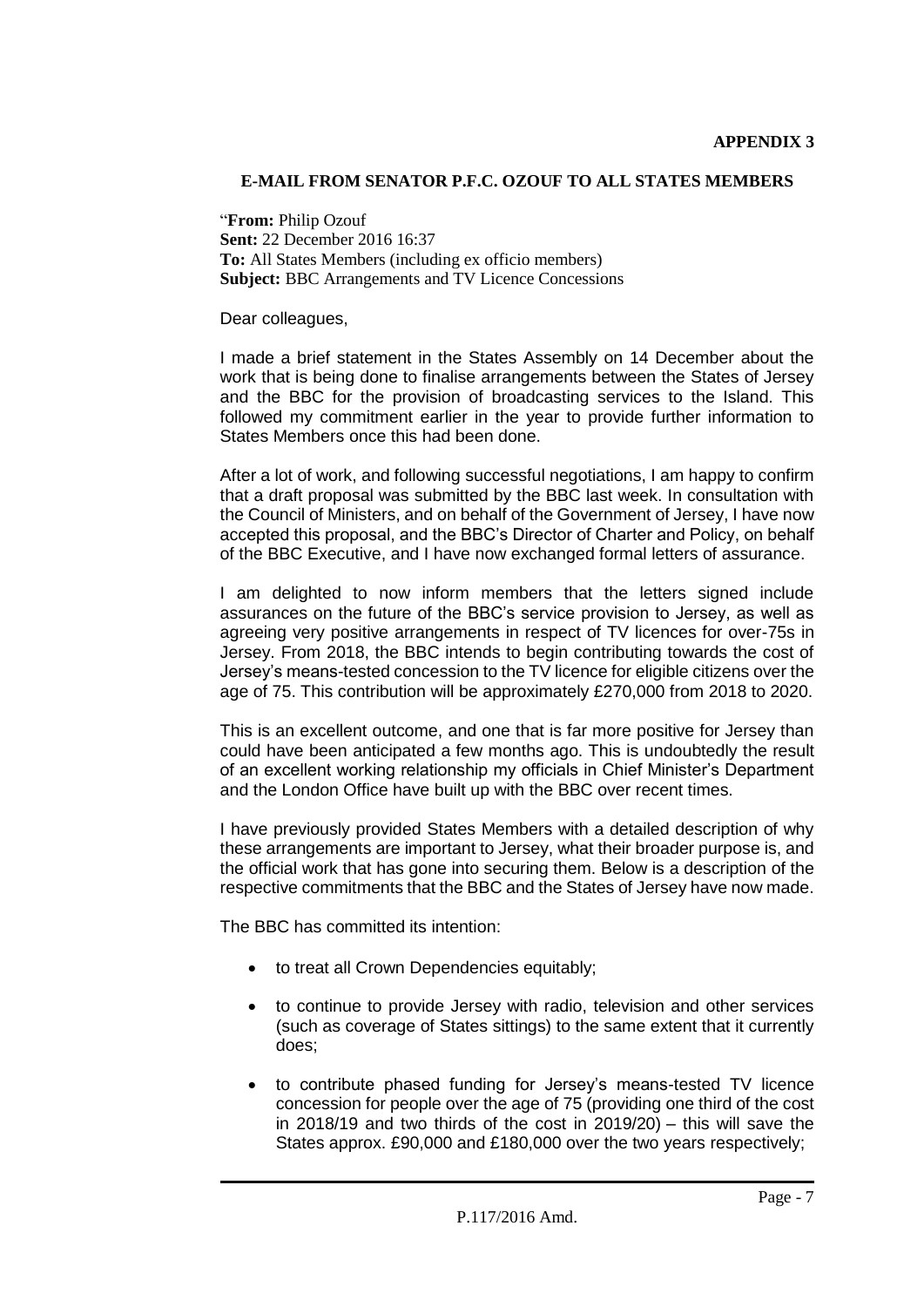**APPENDIX 3**

**E-MAIL FROM SENATOR P.F.C. OZOUF TO ALL STATES MEMBERS**

"**From:** Philip Ozouf
**Sent:** 22 December 2016 16:37
**To:** All States Members (including ex officio members)
**Subject:** BBC Arrangements and TV Licence Concessions

Dear colleagues,

I made a brief statement in the States Assembly on 14 December about the work that is being done to finalise arrangements between the States of Jersey and the BBC for the provision of broadcasting services to the Island. This followed my commitment earlier in the year to provide further information to States Members once this had been done.

After a lot of work, and following successful negotiations, I am happy to confirm that a draft proposal was submitted by the BBC last week. In consultation with the Council of Ministers, and on behalf of the Government of Jersey, I have now accepted this proposal, and the BBC's Director of Charter and Policy, on behalf of the BBC Executive, and I have now exchanged formal letters of assurance.

I am delighted to now inform members that the letters signed include assurances on the future of the BBC's service provision to Jersey, as well as agreeing very positive arrangements in respect of TV licences for over-75s in Jersey. From 2018, the BBC intends to begin contributing towards the cost of Jersey's means-tested concession to the TV licence for eligible citizens over the age of 75. This contribution will be approximately £270,000 from 2018 to 2020.

This is an excellent outcome, and one that is far more positive for Jersey than could have been anticipated a few months ago. This is undoubtedly the result of an excellent working relationship my officials in Chief Minister's Department and the London Office have built up with the BBC over recent times.

I have previously provided States Members with a detailed description of why these arrangements are important to Jersey, what their broader purpose is, and the official work that has gone into securing them. Below is a description of the respective commitments that the BBC and the States of Jersey have now made.

The BBC has committed its intention:

- to treat all Crown Dependencies equitably;
- to continue to provide Jersey with radio, television and other services (such as coverage of States sittings) to the same extent that it currently does;
- to contribute phased funding for Jersey's means-tested TV licence concession for people over the age of 75 (providing one third of the cost in 2018/19 and two thirds of the cost in 2019/20) – this will save the States approx. £90,000 and £180,000 over the two years respectively;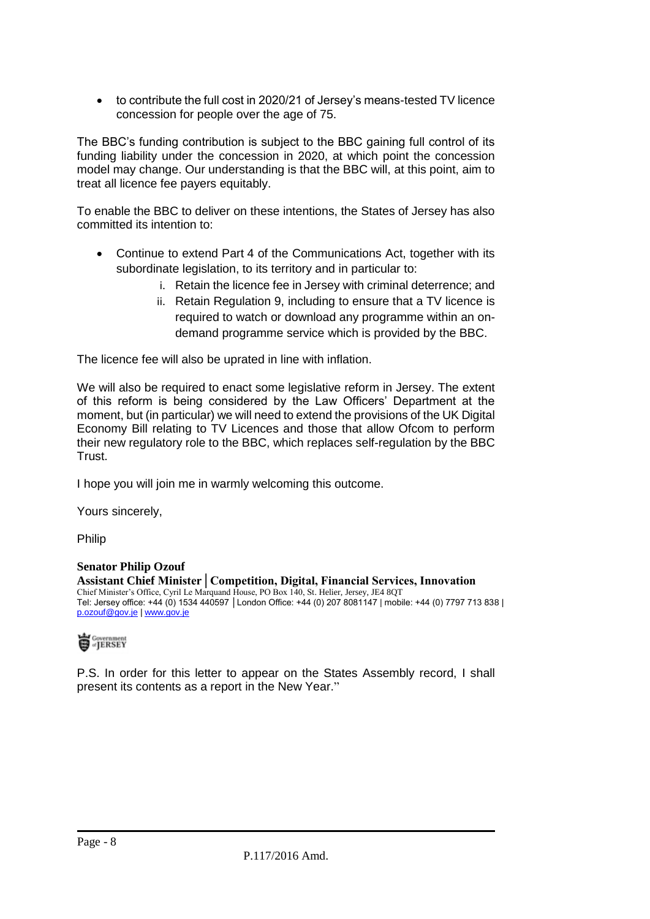- to contribute the full cost in 2020/21 of Jersey's means-tested TV licence concession for people over the age of 75.

The BBC's funding contribution is subject to the BBC gaining full control of its funding liability under the concession in 2020, at which point the concession model may change. Our understanding is that the BBC will, at this point, aim to treat all licence fee payers equitably.

To enable the BBC to deliver on these intentions, the States of Jersey has also committed its intention to:

- Continue to extend Part 4 of the Communications Act, together with its subordinate legislation, to its territory and in particular to:
    1. Retain the licence fee in Jersey with criminal deterrence; and
    2. Retain Regulation 9, including to ensure that a TV licence is required to watch or download any programme within an on-demand programme service which is provided by the BBC.

The licence fee will also be uprated in line with inflation.

We will also be required to enact some legislative reform in Jersey. The extent of this reform is being considered by the Law Officers' Department at the moment, but (in particular) we will need to extend the provisions of the UK Digital Economy Bill relating to TV Licences and those that allow Ofcom to perform their new regulatory role to the BBC, which replaces self-regulation by the BBC Trust.

I hope you will join me in warmly welcoming this outcome.

Yours sincerely,

Philip

**Senator Philip Ozouf**
**Assistant Chief Minister │ Competition, Digital, Financial Services, Innovation**
Chief Minister's Office, Cyril Le Marquand House, PO Box 140, St. Helier, Jersey, JE4 8QT
Tel: Jersey office: +44 (0) 1534 440597 │London Office: +44 (0) 207 8081147 | mobile: +44 (0) 7797 713 838 | p.ozouf@gov.je | www.gov.je

Government of JERSEY

P.S. In order for this letter to appear on the States Assembly record, I shall present its contents as a report in the New Year."